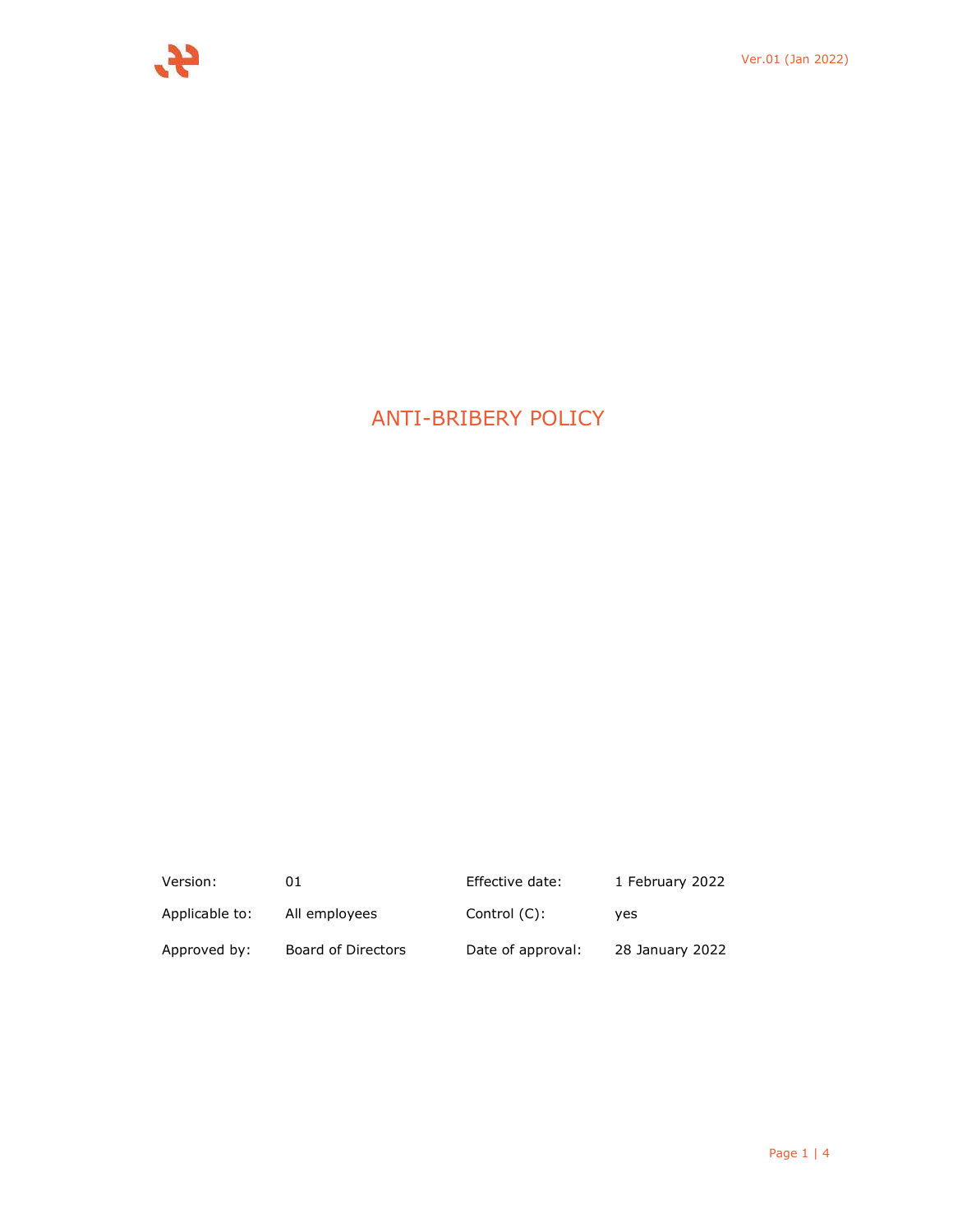# ANTI-BRIBERY POLICY

| Version: | 01 | Effective date: | 1 February 2022 |
|---|---|---|---|
| Applicable to: | All employees | Control (C): | yes |
| Approved by: | Board of Directors | Date of approval: | 28 January 2022 |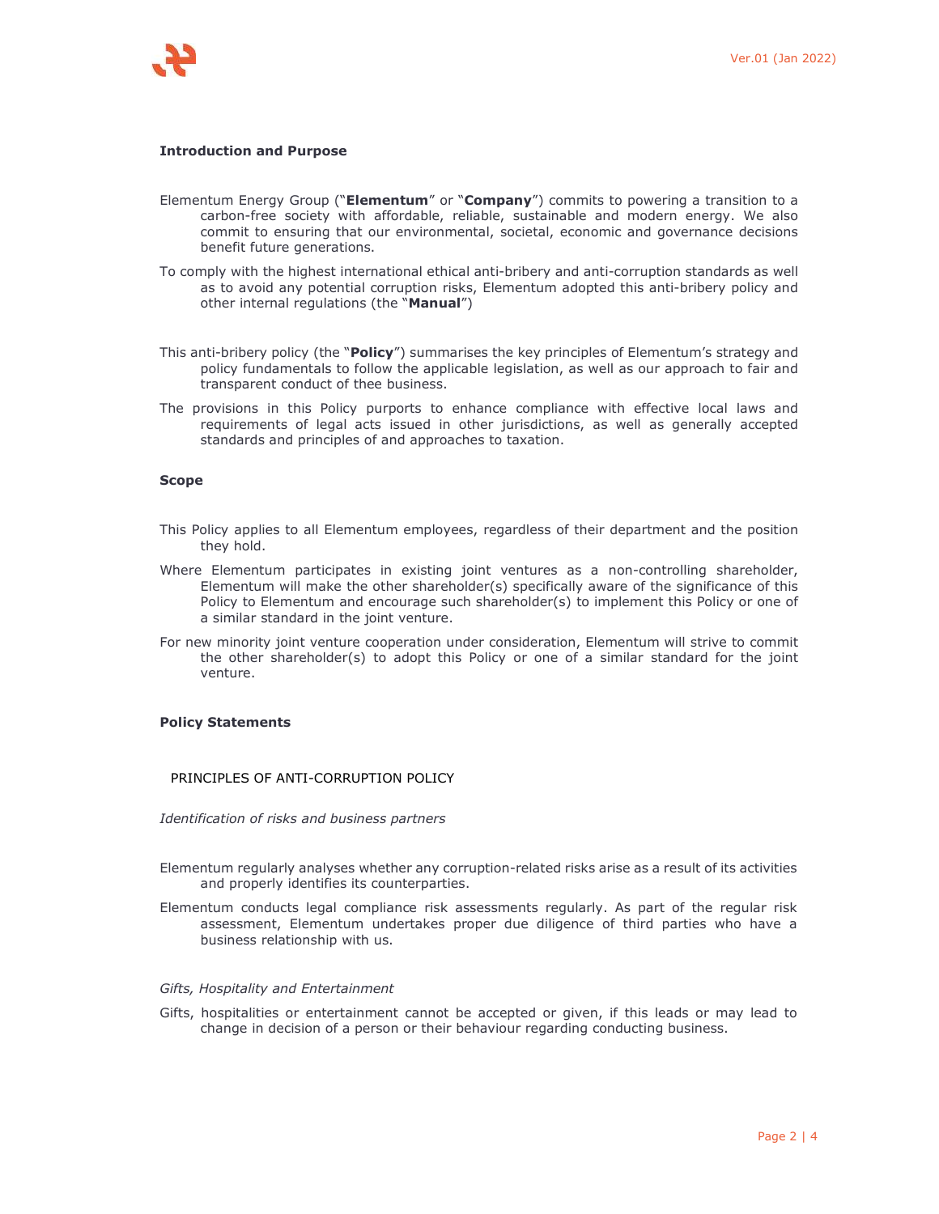**Introduction and Purpose**

Elementum Energy Group ("**Elementum**" or "**Company**") commits to powering a transition to a carbon-free society with affordable, reliable, sustainable and modern energy. We also commit to ensuring that our environmental, societal, economic and governance decisions benefit future generations.

To comply with the highest international ethical anti-bribery and anti-corruption standards as well as to avoid any potential corruption risks, Elementum adopted this anti-bribery policy and other internal regulations (the "**Manual**")

This anti-bribery policy (the "**Policy**") summarises the key principles of Elementum's strategy and policy fundamentals to follow the applicable legislation, as well as our approach to fair and transparent conduct of thee business.

The provisions in this Policy purports to enhance compliance with effective local laws and requirements of legal acts issued in other jurisdictions, as well as generally accepted standards and principles of and approaches to taxation.

**Scope**

This Policy applies to all Elementum employees, regardless of their department and the position they hold.

Where Elementum participates in existing joint ventures as a non-controlling shareholder, Elementum will make the other shareholder(s) specifically aware of the significance of this Policy to Elementum and encourage such shareholder(s) to implement this Policy or one of a similar standard in the joint venture.

For new minority joint venture cooperation under consideration, Elementum will strive to commit the other shareholder(s) to adopt this Policy or one of a similar standard for the joint venture.

**Policy Statements**

PRINCIPLES OF ANTI-CORRUPTION POLICY

*Identification of risks and business partners*

Elementum regularly analyses whether any corruption-related risks arise as a result of its activities and properly identifies its counterparties.

Elementum conducts legal compliance risk assessments regularly. As part of the regular risk assessment, Elementum undertakes proper due diligence of third parties who have a business relationship with us.

*Gifts, Hospitality and Entertainment*

Gifts, hospitalities or entertainment cannot be accepted or given, if this leads or may lead to change in decision of a person or their behaviour regarding conducting business.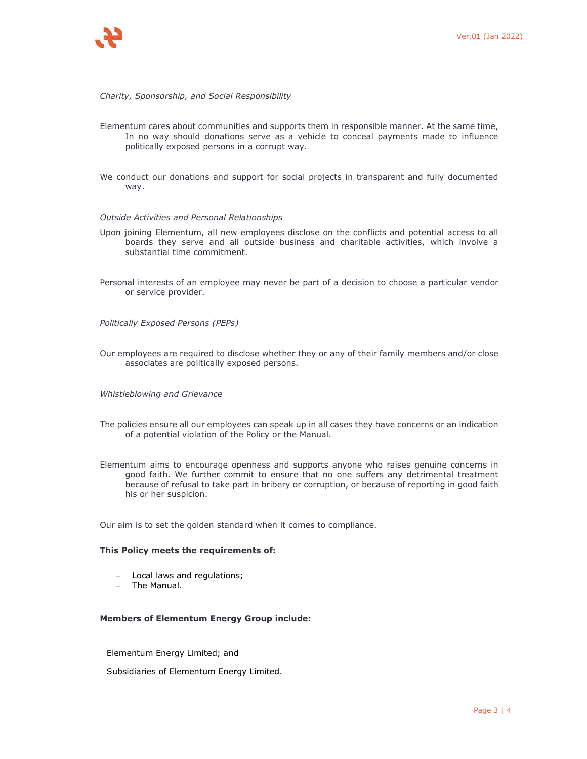*Charity, Sponsorship, and Social Responsibility*

Elementum cares about communities and supports them in responsible manner. At the same time, In no way should donations serve as a vehicle to conceal payments made to influence politically exposed persons in a corrupt way.

We conduct our donations and support for social projects in transparent and fully documented way.

*Outside Activities and Personal Relationships*

Upon joining Elementum, all new employees disclose on the conflicts and potential access to all boards they serve and all outside business and charitable activities, which involve a substantial time commitment.

Personal interests of an employee may never be part of a decision to choose a particular vendor or service provider.

*Politically Exposed Persons (PEPs)*

Our employees are required to disclose whether they or any of their family members and/or close associates are politically exposed persons.

*Whistleblowing and Grievance*

The policies ensure all our employees can speak up in all cases they have concerns or an indication of a potential violation of the Policy or the Manual.

Elementum aims to encourage openness and supports anyone who raises genuine concerns in good faith. We further commit to ensure that no one suffers any detrimental treatment because of refusal to take part in bribery or corruption, or because of reporting in good faith his or her suspicion.

Our aim is to set the golden standard when it comes to compliance.

**This Policy meets the requirements of:**

- Local laws and regulations;
- The Manual.

**Members of Elementum Energy Group include:**

Elementum Energy Limited; and

Subsidiaries of Elementum Energy Limited.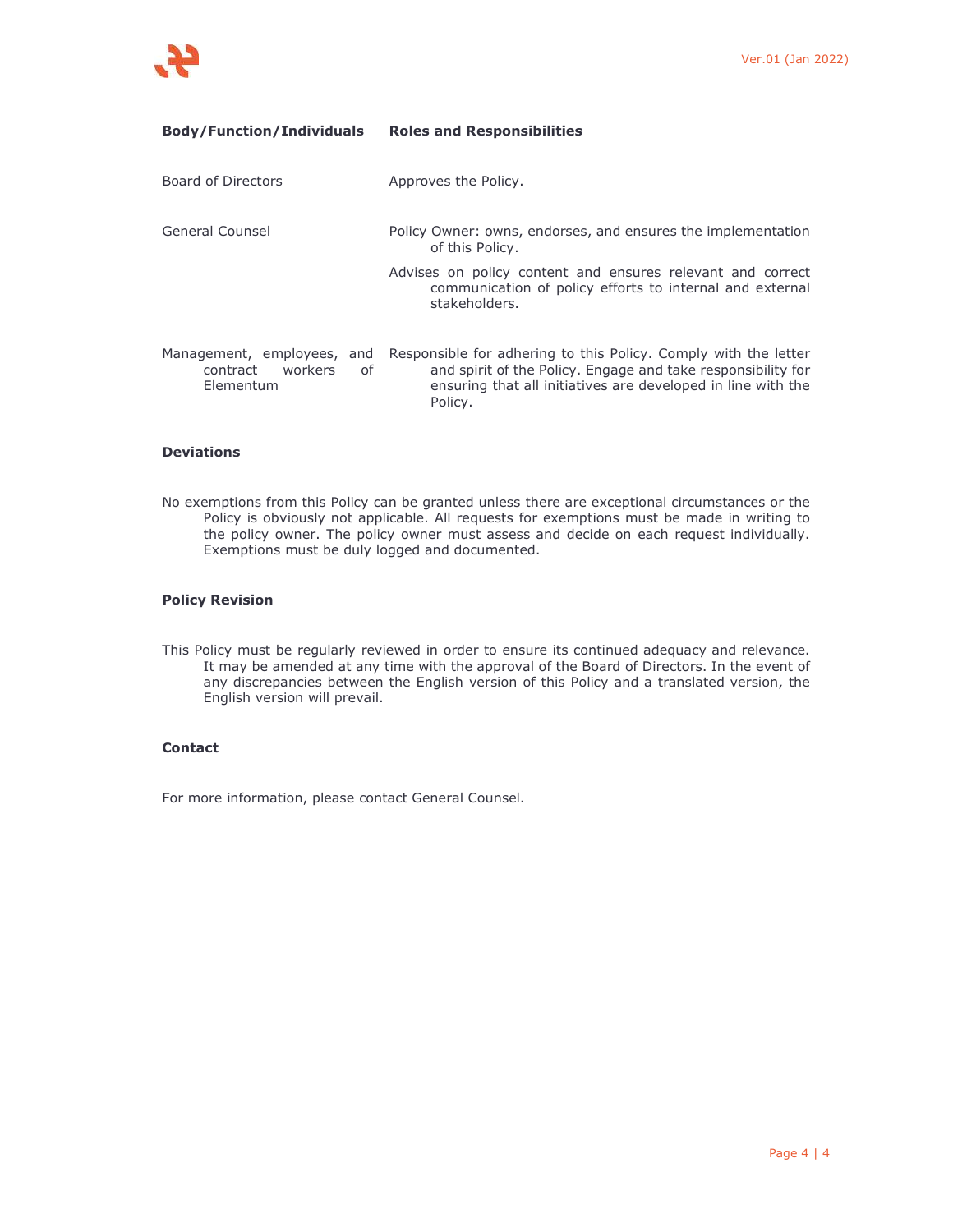| Body/Function/Individuals | Roles and Responsibilities |
| --- | --- |
| Board of Directors | Approves the Policy. |
| General Counsel | Policy Owner: owns, endorses, and ensures the implementation of this Policy.<br>Advises on policy content and ensures relevant and correct communication of policy efforts to internal and external stakeholders. |
| Management, employees, and contract workers of Elementum | Responsible for adhering to this Policy. Comply with the letter and spirit of the Policy. Engage and take responsibility for ensuring that all initiatives are developed in line with the Policy. |

**Deviations**

No exemptions from this Policy can be granted unless there are exceptional circumstances or the Policy is obviously not applicable. All requests for exemptions must be made in writing to the policy owner. The policy owner must assess and decide on each request individually. Exemptions must be duly logged and documented.

**Policy Revision**

This Policy must be regularly reviewed in order to ensure its continued adequacy and relevance. It may be amended at any time with the approval of the Board of Directors. In the event of any discrepancies between the English version of this Policy and a translated version, the English version will prevail.

**Contact**

For more information, please contact General Counsel.